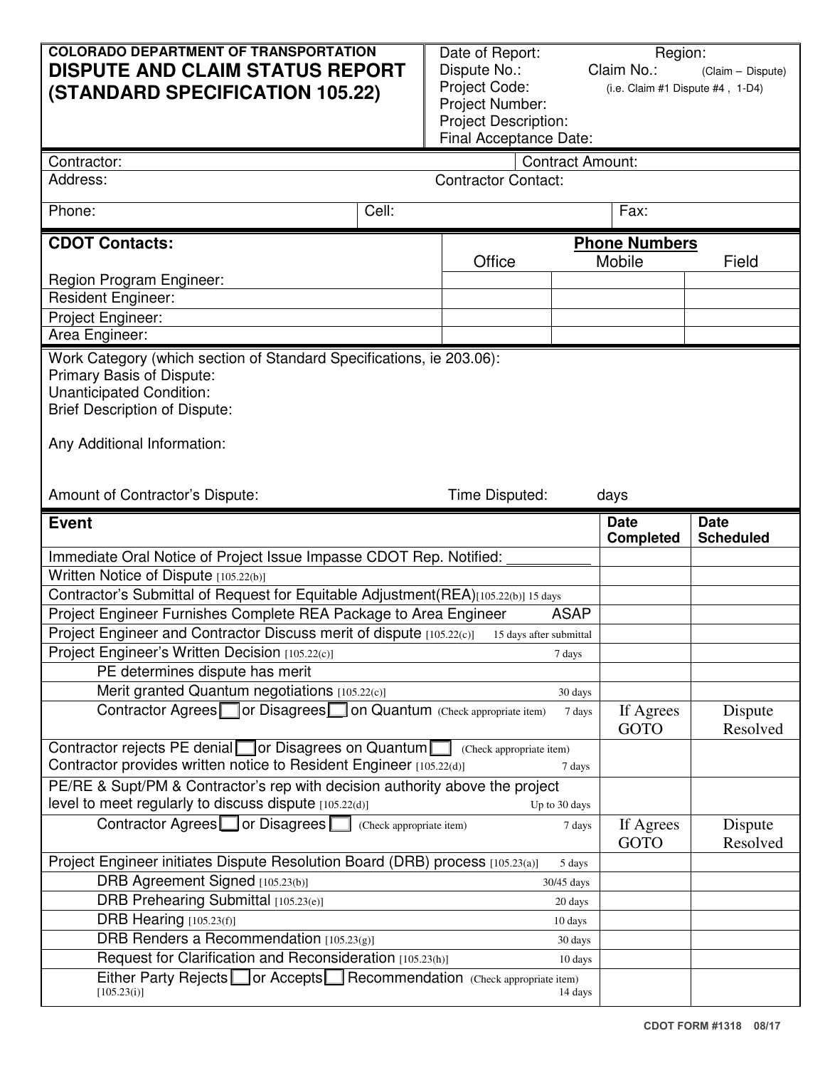# COLORADO DEPARTMENT OF TRANSPORTATION
# DISPUTE AND CLAIM STATUS REPORT (STANDARD SPECIFICATION 105.22)

Date of Report: Region:
Dispute No.: Claim No.: (Claim – Dispute)
Project Code: (i.e. Claim #1 Dispute #4 , 1-D4)
Project Number:
Project Description:
Final Acceptance Date:

Contractor: Contract Amount:
Address: Contractor Contact:

Phone: Cell: Fax:

| **CDOT Contacts:** | **Phone Numbers** Office | Mobile | Field |
|---|---|---|---|
| Region Program Engineer: | | | |
| Resident Engineer: | | | |
| Project Engineer: | | | |
| Area Engineer: | | | |

Work Category (which section of Standard Specifications, ie 203.06):
Primary Basis of Dispute:
Unanticipated Condition:
Brief Description of Dispute:

Any Additional Information:

Amount of Contractor's Dispute: Time Disputed: days

| **Event** | | **Date Completed** | **Date Scheduled** |
|---|---|---|---|
| Immediate Oral Notice of Project Issue Impasse CDOT Rep. Notified: __________ | | | |
| Written Notice of Dispute [105.22(b)] | | | |
| Contractor's Submittal of Request for Equitable Adjustment(REA)[105.22(b)] 15 days | | | |
| Project Engineer Furnishes Complete REA Package to Area Engineer | ASAP | | |
| Project Engineer and Contractor Discuss merit of dispute [105.22(c)] | 15 days after submittal | | |
| Project Engineer's Written Decision [105.22(c)] | 7 days | | |
| PE determines dispute has merit | | | |
| Merit granted Quantum negotiations [105.22(c)] | 30 days | | |
| Contractor Agrees ☐ or Disagrees ☐ on Quantum (Check appropriate item) | 7 days | If Agrees GOTO | Dispute Resolved |
| Contractor rejects PE denial ☐ or Disagrees on Quantum ☐ (Check appropriate item) Contractor provides written notice to Resident Engineer [105.22(d)] | 7 days | | |
| PE/RE & Supt/PM & Contractor's rep with decision authority above the project level to meet regularly to discuss dispute [105.22(d)] | Up to 30 days | | |
| Contractor Agrees ☐ or Disagrees ☐ (Check appropriate item) | 7 days | If Agrees GOTO | Dispute Resolved |
| Project Engineer initiates Dispute Resolution Board (DRB) process [105.23(a)] | 5 days | | |
| DRB Agreement Signed [105.23(b)] | 30/45 days | | |
| DRB Prehearing Submittal [105.23(e)] | 20 days | | |
| DRB Hearing [105.23(f)] | 10 days | | |
| DRB Renders a Recommendation [105.23(g)] | 30 days | | |
| Request for Clarification and Reconsideration [105.23(h)] | 10 days | | |
| Either Party Rejects ☐ or Accepts ☐ Recommendation (Check appropriate item) [105.23(i)] | 14 days | | |

CDOT FORM #1318 08/17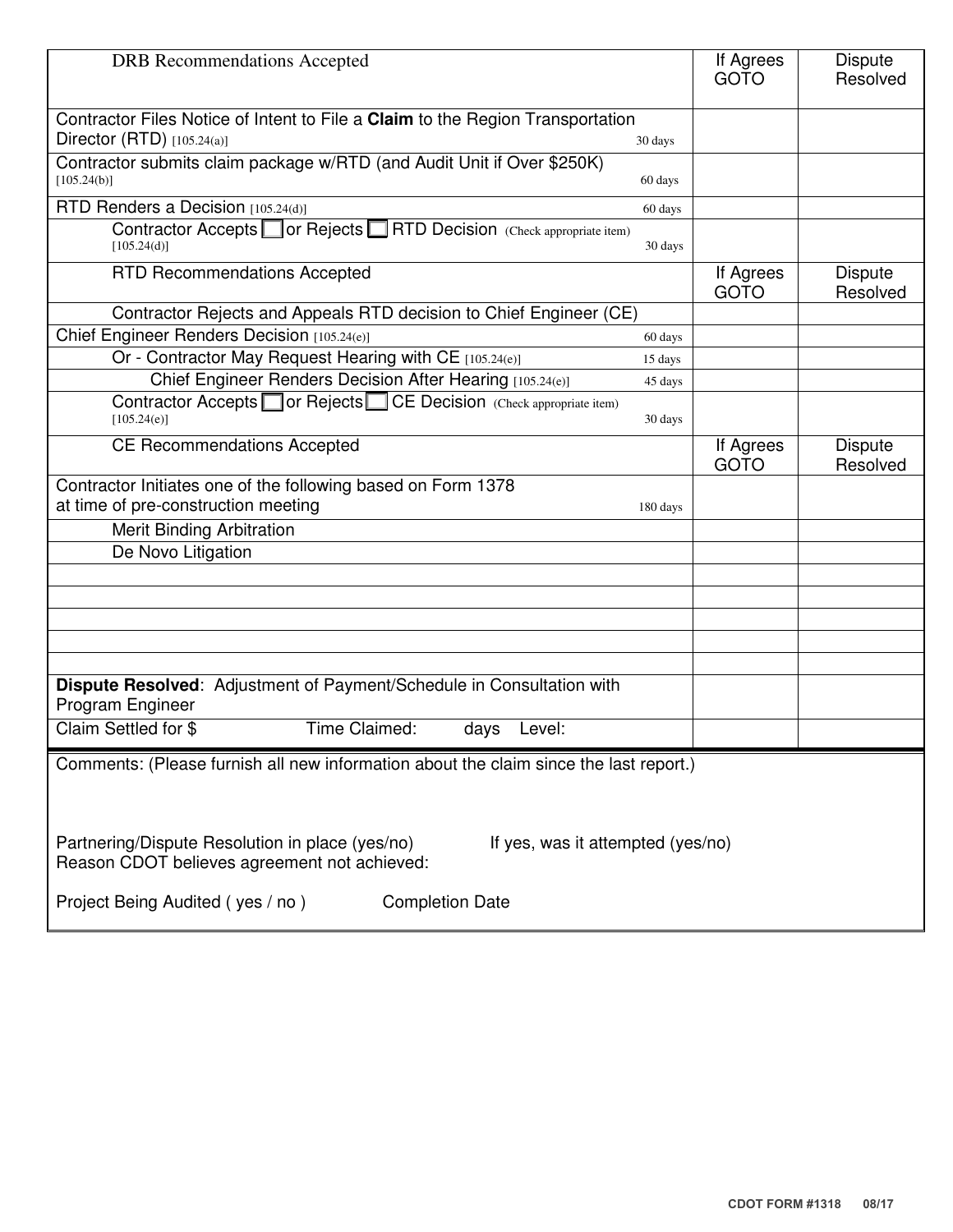| | | | |
|---|---|---|---|
| DRB Recommendations Accepted | | If Agrees GOTO | Dispute Resolved |
| Contractor Files Notice of Intent to File a **Claim** to the Region Transportation Director (RTD) [105.24(a)] | 30 days | | |
| Contractor submits claim package w/RTD (and Audit Unit if Over $250K) [105.24(b)] | 60 days | | |
| RTD Renders a Decision [105.24(d)] | 60 days | | |
| Contractor Accepts ☐ or Rejects ☐ RTD Decision (Check appropriate item) [105.24(d)] | 30 days | | |
| RTD Recommendations Accepted | | If Agrees GOTO | Dispute Resolved |
| Contractor Rejects and Appeals RTD decision to Chief Engineer (CE) | | | |
| Chief Engineer Renders Decision [105.24(e)] | 60 days | | |
| Or - Contractor May Request Hearing with CE [105.24(e)] | 15 days | | |
| Chief Engineer Renders Decision After Hearing [105.24(e)] | 45 days | | |
| Contractor Accepts ☐ or Rejects ☐ CE Decision (Check appropriate item) [105.24(e)] | 30 days | | |
| CE Recommendations Accepted | | If Agrees GOTO | Dispute Resolved |
| Contractor Initiates one of the following based on Form 1378 at time of pre-construction meeting | 180 days | | |
| Merit Binding Arbitration | | | |
| De Novo Litigation | | | |
| | | | |
| | | | |
| | | | |
| | | | |
| | | | |
| **Dispute Resolved**: Adjustment of Payment/Schedule in Consultation with Program Engineer | | | |
| Claim Settled for $ Time Claimed: days Level: | | | |

Comments: (Please furnish all new information about the claim since the last report.)

Partnering/Dispute Resolution in place (yes/no) If yes, was it attempted (yes/no)

Reason CDOT believes agreement not achieved:

Project Being Audited ( yes / no ) Completion Date

CDOT FORM #1318 08/17